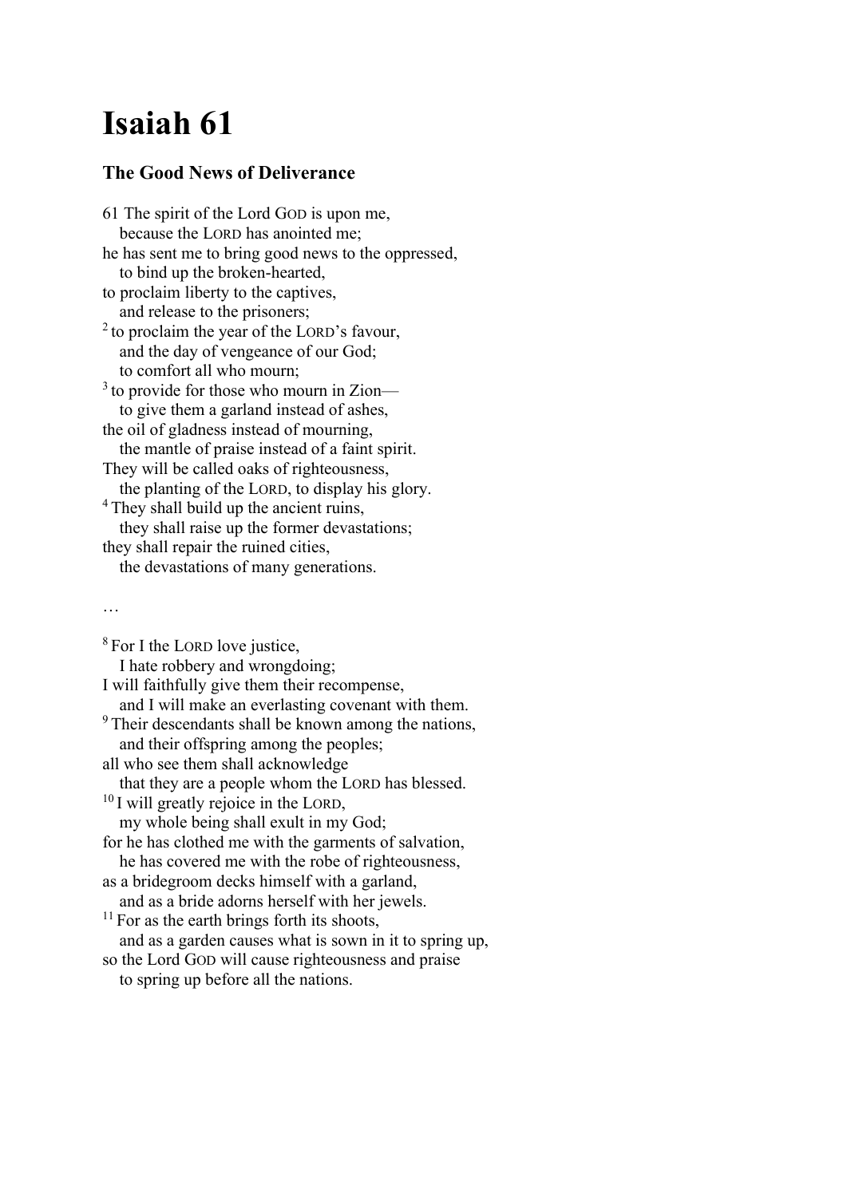# Isaiah 61

## The Good News of Deliverance

61 The spirit of the Lord GOD is upon me,
because the LORD has anointed me;
he has sent me to bring good news to the oppressed,
to bind up the broken-hearted,
to proclaim liberty to the captives,
and release to the prisoners;
[2] to proclaim the year of the LORD's favour,
and the day of vengeance of our God;
to comfort all who mourn;
[3] to provide for those who mourn in Zion—
to give them a garland instead of ashes,
the oil of gladness instead of mourning,
the mantle of praise instead of a faint spirit.
They will be called oaks of righteousness,
the planting of the LORD, to display his glory.
[4] They shall build up the ancient ruins,
they shall raise up the former devastations;
they shall repair the ruined cities,
the devastations of many generations.

…

[8] For I the LORD love justice,
I hate robbery and wrongdoing;
I will faithfully give them their recompense,
and I will make an everlasting covenant with them.
[9] Their descendants shall be known among the nations,
and their offspring among the peoples;
all who see them shall acknowledge
that they are a people whom the LORD has blessed.
[10] I will greatly rejoice in the LORD,
my whole being shall exult in my God;
for he has clothed me with the garments of salvation,
he has covered me with the robe of righteousness,
as a bridegroom decks himself with a garland,
and as a bride adorns herself with her jewels.
[11] For as the earth brings forth its shoots,
and as a garden causes what is sown in it to spring up,
so the Lord GOD will cause righteousness and praise
to spring up before all the nations.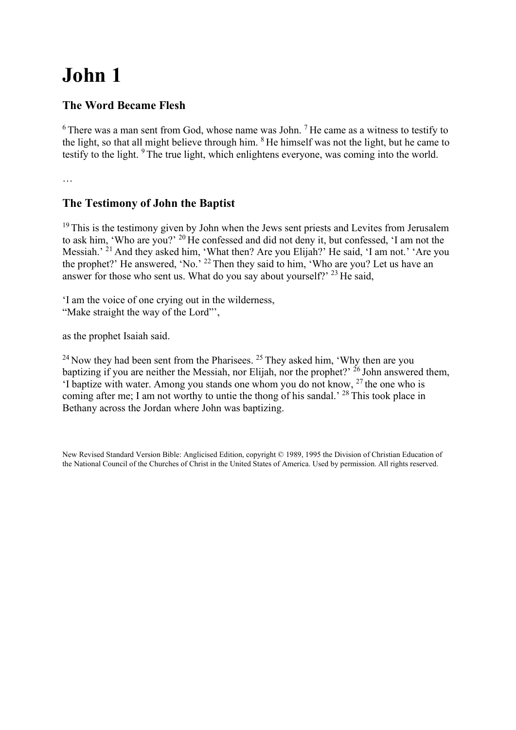# John 1

## The Word Became Flesh

[6] There was a man sent from God, whose name was John. [7] He came as a witness to testify to the light, so that all might believe through him. [8] He himself was not the light, but he came to testify to the light. [9] The true light, which enlightens everyone, was coming into the world.

…

## The Testimony of John the Baptist

[19] This is the testimony given by John when the Jews sent priests and Levites from Jerusalem to ask him, 'Who are you?' [20] He confessed and did not deny it, but confessed, 'I am not the Messiah.' [21] And they asked him, 'What then? Are you Elijah?' He said, 'I am not.' 'Are you the prophet?' He answered, 'No.' [22] Then they said to him, 'Who are you? Let us have an answer for those who sent us. What do you say about yourself?' [23] He said,

'I am the voice of one crying out in the wilderness,
"Make straight the way of the Lord"',

as the prophet Isaiah said.

[24] Now they had been sent from the Pharisees. [25] They asked him, 'Why then are you baptizing if you are neither the Messiah, nor Elijah, nor the prophet?' [26] John answered them, 'I baptize with water. Among you stands one whom you do not know, [27] the one who is coming after me; I am not worthy to untie the thong of his sandal.' [28] This took place in Bethany across the Jordan where John was baptizing.

New Revised Standard Version Bible: Anglicised Edition, copyright © 1989, 1995 the Division of Christian Education of the National Council of the Churches of Christ in the United States of America. Used by permission. All rights reserved.